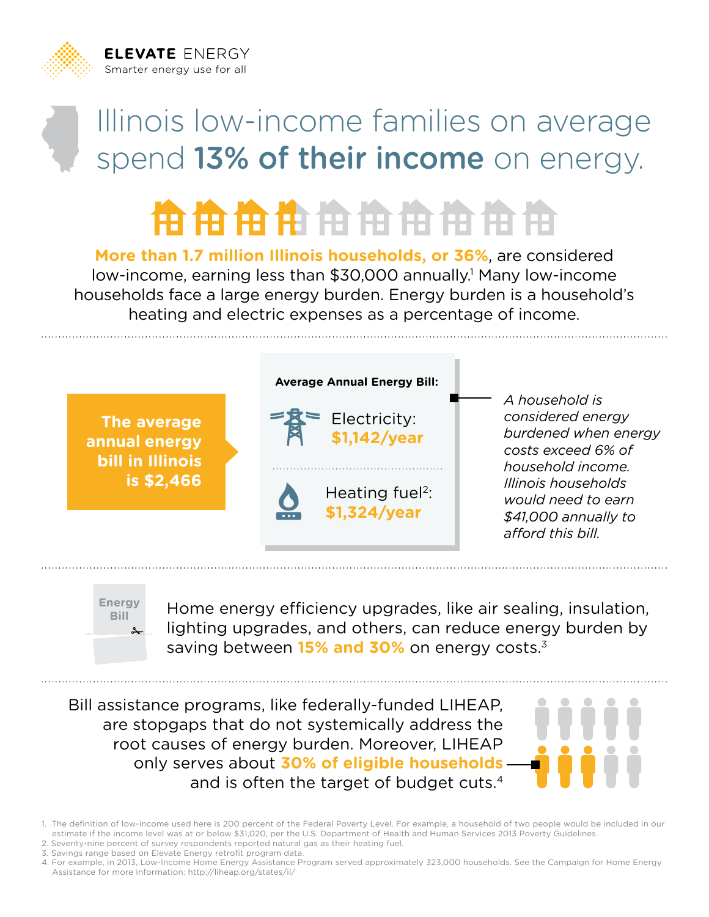**ELEVATE ENERGY**
Smarter energy use for all

# Illinois low-income families on average spend **13% of their income** on energy.

**More than 1.7 million Illinois households, or 36%**, are considered low-income, earning less than $30,000 annually.[1] Many low-income households face a large energy burden. Energy burden is a household's heating and electric expenses as a percentage of income.

**The average annual energy bill in Illinois is $2,466**

**Average Annual Energy Bill:**

- Electricity: **$1,142/year**
- Heating fuel[2]: **$1,324/year**

*A household is considered energy burdened when energy costs exceed 6% of household income. Illinois households would need to earn $41,000 annually to afford this bill.*

Energy Bill

Home energy efficiency upgrades, like air sealing, insulation, lighting upgrades, and others, can reduce energy burden by saving between **15% and 30%** on energy costs.[3]

Bill assistance programs, like federally-funded LIHEAP, are stopgaps that do not systemically address the root causes of energy burden. Moreover, LIHEAP only serves about **30% of eligible households** and is often the target of budget cuts.[4]

1. The definition of low-income used here is 200 percent of the Federal Poverty Level. For example, a household of two people would be included in our estimate if the income level was at or below $31,020, per the U.S. Department of Health and Human Services 2013 Poverty Guidelines.
2. Seventy-nine percent of survey respondents reported natural gas as their heating fuel.
3. Savings range based on Elevate Energy retrofit program data.
4. For example, in 2013, Low-Income Home Energy Assistance Program served approximately 323,000 households. See the Campaign for Home Energy Assistance for more information: http://liheap.org/states/il/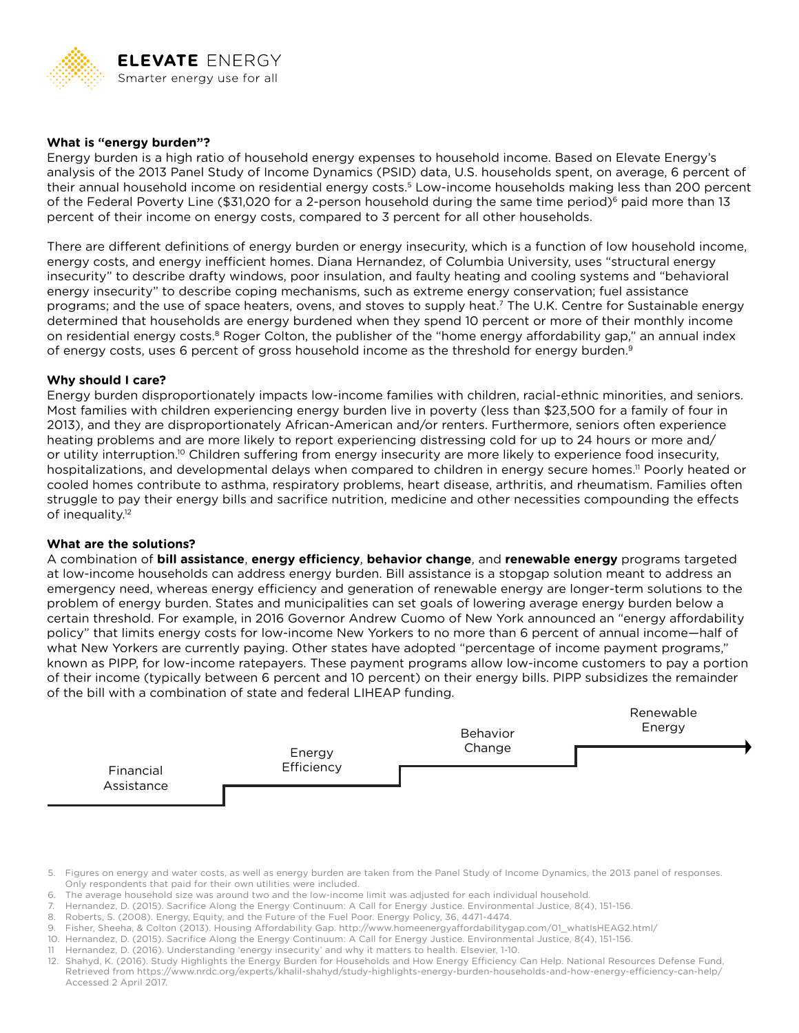**What is "energy burden"?**

Energy burden is a high ratio of household energy expenses to household income. Based on Elevate Energy's analysis of the 2013 Panel Study of Income Dynamics (PSID) data, U.S. households spent, on average, 6 percent of their annual household income on residential energy costs.[5] Low-income households making less than 200 percent of the Federal Poverty Line ($31,020 for a 2-person household during the same time period)[6] paid more than 13 percent of their income on energy costs, compared to 3 percent for all other households.

There are different definitions of energy burden or energy insecurity, which is a function of low household income, energy costs, and energy inefficient homes. Diana Hernandez, of Columbia University, uses "structural energy insecurity" to describe drafty windows, poor insulation, and faulty heating and cooling systems and "behavioral energy insecurity" to describe coping mechanisms, such as extreme energy conservation; fuel assistance programs; and the use of space heaters, ovens, and stoves to supply heat.[7] The U.K. Centre for Sustainable energy determined that households are energy burdened when they spend 10 percent or more of their monthly income on residential energy costs.[8] Roger Colton, the publisher of the "home energy affordability gap," an annual index of energy costs, uses 6 percent of gross household income as the threshold for energy burden.[9]

**Why should I care?**

Energy burden disproportionately impacts low-income families with children, racial-ethnic minorities, and seniors. Most families with children experiencing energy burden live in poverty (less than $23,500 for a family of four in 2013), and they are disproportionately African-American and/or renters. Furthermore, seniors often experience heating problems and are more likely to report experiencing distressing cold for up to 24 hours or more and/or utility interruption.[10] Children suffering from energy insecurity are more likely to experience food insecurity, hospitalizations, and developmental delays when compared to children in energy secure homes.[11] Poorly heated or cooled homes contribute to asthma, respiratory problems, heart disease, arthritis, and rheumatism. Families often struggle to pay their energy bills and sacrifice nutrition, medicine and other necessities compounding the effects of inequality.[12]

**What are the solutions?**

A combination of **bill assistance**, **energy efficiency**, **behavior change**, and **renewable energy** programs targeted at low-income households can address energy burden. Bill assistance is a stopgap solution meant to address an emergency need, whereas energy efficiency and generation of renewable energy are longer-term solutions to the problem of energy burden. States and municipalities can set goals of lowering average energy burden below a certain threshold. For example, in 2016 Governor Andrew Cuomo of New York announced an "energy affordability policy" that limits energy costs for low-income New Yorkers to no more than 6 percent of annual income—half of what New Yorkers are currently paying. Other states have adopted "percentage of income payment programs," known as PIPP, for low-income ratepayers. These payment programs allow low-income customers to pay a portion of their income (typically between 6 percent and 10 percent) on their energy bills. PIPP subsidizes the remainder of the bill with a combination of state and federal LIHEAP funding.

Financial Assistance

Energy Efficiency

Behavior Change

Renewable Energy

5. Figures on energy and water costs, as well as energy burden are taken from the Panel Study of Income Dynamics, the 2013 panel of responses. Only respondents that paid for their own utilities were included.
6. The average household size was around two and the low-income limit was adjusted for each individual household.
7. Hernandez, D. (2015). Sacrifice Along the Energy Continuum: A Call for Energy Justice. Environmental Justice, 8(4), 151-156.
8. Roberts, S. (2008). Energy, Equity, and the Future of the Fuel Poor. Energy Policy, 36, 4471-4474.
9. Fisher, Sheeha, & Colton (2013). Housing Affordability Gap. http://www.homeenergyaffordabilitygap.com/01_whatIsHEAG2.html/
10. Hernandez, D. (2015). Sacrifice Along the Energy Continuum: A Call for Energy Justice. Environmental Justice, 8(4), 151-156.
11. Hernandez, D. (2016). Understanding 'energy insecurity' and why it matters to health. Elsevier, 1-10.
12. Shahyd, K. (2016). Study Highlights the Energy Burden for Households and How Energy Efficiency Can Help. National Resources Defense Fund, Retrieved from https://www.nrdc.org/experts/khalil-shahyd/study-highlights-energy-burden-households-and-how-energy-efficiency-can-help/ Accessed 2 April 2017.